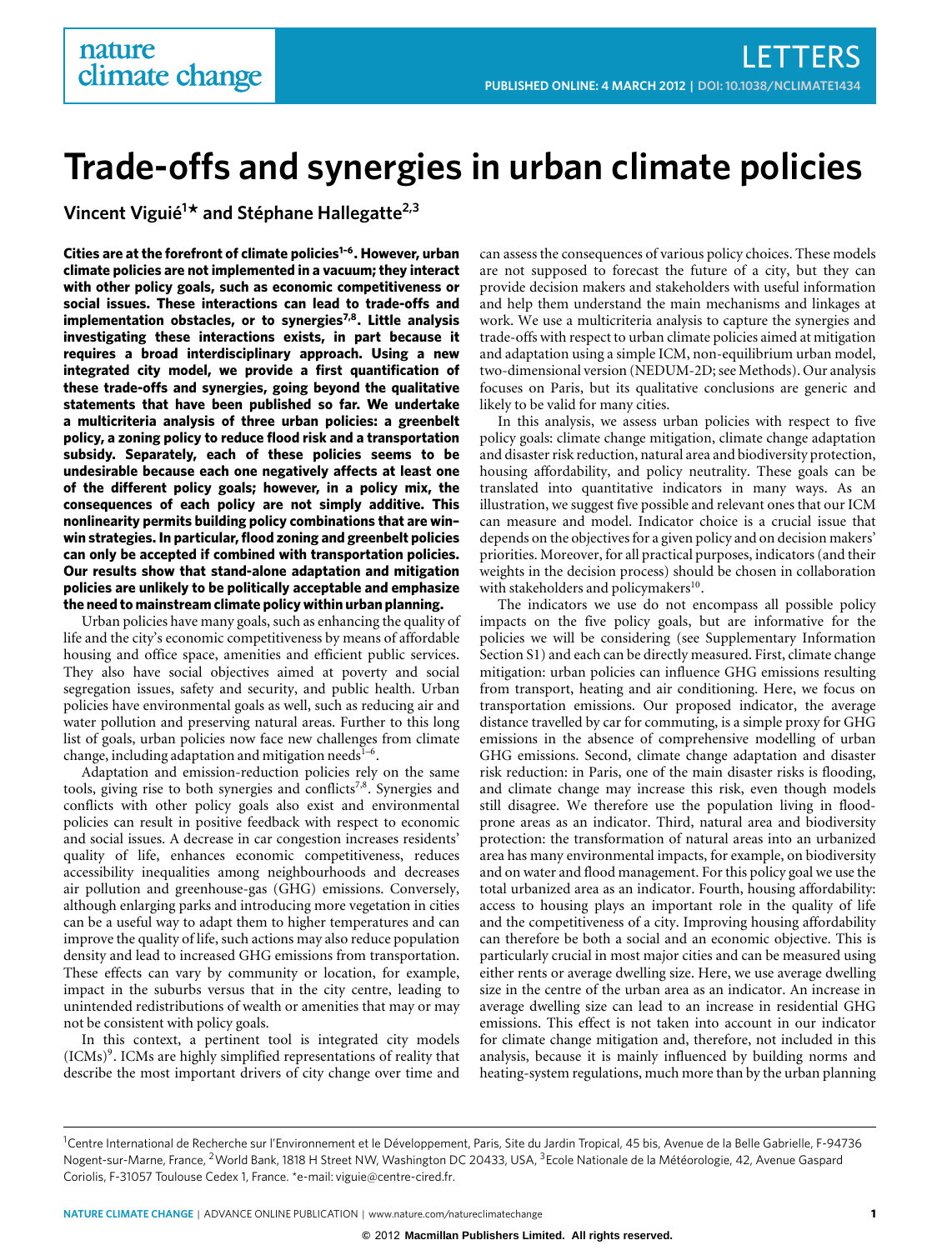# Trade-offs and synergies in urban climate policies

Vincent Viguié[1]* and Stéphane Hallegatte[2,3]

**Cities are at the forefront of climate policies[1–6]. However, urban climate policies are not implemented in a vacuum; they interact with other policy goals, such as economic competitiveness or social issues. These interactions can lead to trade-offs and implementation obstacles, or to synergies[7,8]. Little analysis investigating these interactions exists, in part because it requires a broad interdisciplinary approach. Using a new integrated city model, we provide a first quantification of these trade-offs and synergies, going beyond the qualitative statements that have been published so far. We undertake a multicriteria analysis of three urban policies: a greenbelt policy, a zoning policy to reduce flood risk and a transportation subsidy. Separately, each of these policies seems to be undesirable because each one negatively affects at least one of the different policy goals; however, in a policy mix, the consequences of each policy are not simply additive. This nonlinearity permits building policy combinations that are win-win strategies. In particular, flood zoning and greenbelt policies can only be accepted if combined with transportation policies. Our results show that stand-alone adaptation and mitigation policies are unlikely to be politically acceptable and emphasize the need to mainstream climate policy within urban planning.**

Urban policies have many goals, such as enhancing the quality of life and the city's economic competitiveness by means of affordable housing and office space, amenities and efficient public services. They also have social objectives aimed at poverty and social segregation issues, safety and security, and public health. Urban policies have environmental goals as well, such as reducing air and water pollution and preserving natural areas. Further to this long list of goals, urban policies now face new challenges from climate change, including adaptation and mitigation needs[1–6].

Adaptation and emission-reduction policies rely on the same tools, giving rise to both synergies and conflicts[7,8]. Synergies and conflicts with other policy goals also exist and environmental policies can result in positive feedback with respect to economic and social issues. A decrease in car congestion increases residents' quality of life, enhances economic competitiveness, reduces accessibility inequalities among neighbourhoods and decreases air pollution and greenhouse-gas (GHG) emissions. Conversely, although enlarging parks and introducing more vegetation in cities can be a useful way to adapt them to higher temperatures and can improve the quality of life, such actions may also reduce population density and lead to increased GHG emissions from transportation. These effects can vary by community or location, for example, impact in the suburbs versus that in the city centre, leading to unintended redistributions of wealth or amenities that may or may not be consistent with policy goals.

In this context, a pertinent tool is integrated city models (ICMs)[9]. ICMs are highly simplified representations of reality that describe the most important drivers of city change over time and can assess the consequences of various policy choices. These models are not supposed to forecast the future of a city, but they can provide decision makers and stakeholders with useful information and help them understand the main mechanisms and linkages at work. We use a multicriteria analysis to capture the synergies and trade-offs with respect to urban climate policies aimed at mitigation and adaptation using a simple ICM, non-equilibrium urban model, two-dimensional version (NEDUM-2D; see Methods). Our analysis focuses on Paris, but its qualitative conclusions are generic and likely to be valid for many cities.

In this analysis, we assess urban policies with respect to five policy goals: climate change mitigation, climate change adaptation and disaster risk reduction, natural area and biodiversity protection, housing affordability, and policy neutrality. These goals can be translated into quantitative indicators in many ways. As an illustration, we suggest five possible and relevant ones that our ICM can measure and model. Indicator choice is a crucial issue that depends on the objectives for a given policy and on decision makers' priorities. Moreover, for all practical purposes, indicators (and their weights in the decision process) should be chosen in collaboration with stakeholders and policymakers[10].

The indicators we use do not encompass all possible policy impacts on the five policy goals, but are informative for the policies we will be considering (see Supplementary Information Section S1) and each can be directly measured. First, climate change mitigation: urban policies can influence GHG emissions resulting from transport, heating and air conditioning. Here, we focus on transportation emissions. Our proposed indicator, the average distance travelled by car for commuting, is a simple proxy for GHG emissions in the absence of comprehensive modelling of urban GHG emissions. Second, climate change adaptation and disaster risk reduction: in Paris, one of the main disaster risks is flooding, and climate change may increase this risk, even though models still disagree. We therefore use the population living in flood-prone areas as an indicator. Third, natural area and biodiversity protection: the transformation of natural areas into an urbanized area has many environmental impacts, for example, on biodiversity and on water and flood management. For this policy goal we use the total urbanized area as an indicator. Fourth, housing affordability: access to housing plays an important role in the quality of life and the competitiveness of a city. Improving housing affordability can therefore be both a social and an economic objective. This is particularly crucial in most major cities and can be measured using either rents or average dwelling size. Here, we use average dwelling size in the centre of the urban area as an indicator. An increase in average dwelling size can lead to an increase in residential GHG emissions. This effect is not taken into account in our indicator for climate change mitigation and, therefore, not included in this analysis, because it is mainly influenced by building norms and heating-system regulations, much more than by the urban planning

[1]Centre International de Recherche sur l'Environnement et le Développement, Paris, Site du Jardin Tropical, 45 bis, Avenue de la Belle Gabrielle, F-94736 Nogent-sur-Marne, France, [2]World Bank, 1818 H Street NW, Washington DC 20433, USA, [3]Ecole Nationale de la Météorologie, 42, Avenue Gaspard Coriolis, F-31057 Toulouse Cedex 1, France. *e-mail: viguie@centre-cired.fr.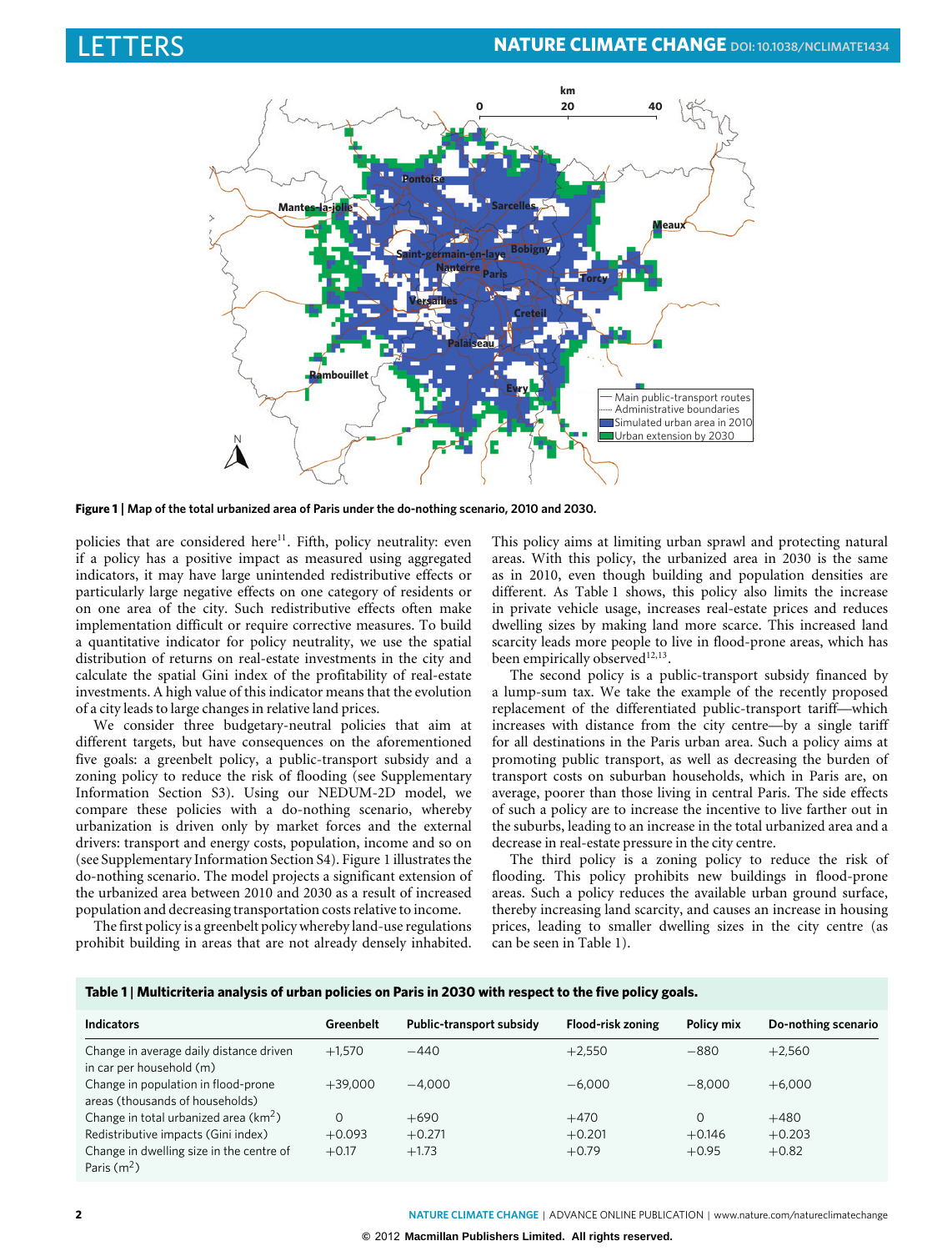Figure 1 | Map of the total urbanized area of Paris under the do-nothing scenario, 2010 and 2030.

policies that are considered here[11]. Fifth, policy neutrality: even if a policy has a positive impact as measured using aggregated indicators, it may have large unintended redistributive effects or particularly large negative effects on one category of residents or on one area of the city. Such redistributive effects often make implementation difficult or require corrective measures. To build a quantitative indicator for policy neutrality, we use the spatial distribution of returns on real-estate investments in the city and calculate the spatial Gini index of the profitability of real-estate investments. A high value of this indicator means that the evolution of a city leads to large changes in relative land prices.

We consider three budgetary-neutral policies that aim at different targets, but have consequences on the aforementioned five goals: a greenbelt policy, a public-transport subsidy and a zoning policy to reduce the risk of flooding (see Supplementary Information Section S3). Using our NEDUM-2D model, we compare these policies with a do-nothing scenario, whereby urbanization is driven only by market forces and the external drivers: transport and energy costs, population, income and so on (see Supplementary Information Section S4). Figure 1 illustrates the do-nothing scenario. The model projects a significant extension of the urbanized area between 2010 and 2030 as a result of increased population and decreasing transportation costs relative to income.

The first policy is a greenbelt policy whereby land-use regulations prohibit building in areas that are not already densely inhabited. This policy aims at limiting urban sprawl and protecting natural areas. With this policy, the urbanized area in 2030 is the same as in 2010, even though building and population densities are different. As Table 1 shows, this policy also limits the increase in private vehicle usage, increases real-estate prices and reduces dwelling sizes by making land more scarce. This increased land scarcity leads more people to live in flood-prone areas, which has been empirically observed[12,13].

The second policy is a public-transport subsidy financed by a lump-sum tax. We take the example of the recently proposed replacement of the differentiated public-transport tariff—which increases with distance from the city centre—by a single tariff for all destinations in the Paris urban area. Such a policy aims at promoting public transport, as well as decreasing the burden of transport costs on suburban households, which in Paris are, on average, poorer than those living in central Paris. The side effects of such a policy are to increase the incentive to live farther out in the suburbs, leading to an increase in the total urbanized area and a decrease in real-estate pressure in the city centre.

The third policy is a zoning policy to reduce the risk of flooding. This policy prohibits new buildings in flood-prone areas. Such a policy reduces the available urban ground surface, thereby increasing land scarcity, and causes an increase in housing prices, leading to smaller dwelling sizes in the city centre (as can be seen in Table 1).

**Table 1 | Multicriteria analysis of urban policies on Paris in 2030 with respect to the five policy goals.**

| Indicators | Greenbelt | Public-transport subsidy | Flood-risk zoning | Policy mix | Do-nothing scenario |
|---|---|---|---|---|---|
| Change in average daily distance driven in car per household (m) | +1,570 | −440 | +2,550 | −880 | +2,560 |
| Change in population in flood-prone areas (thousands of households) | +39,000 | −4,000 | −6,000 | −8,000 | +6,000 |
| Change in total urbanized area (km$^2$) | 0 | +690 | +470 | 0 | +480 |
| Redistributive impacts (Gini index) | +0.093 | +0.271 | +0.201 | +0.146 | +0.203 |
| Change in dwelling size in the centre of Paris (m$^2$) | +0.17 | +1.73 | +0.79 | +0.95 | +0.82 |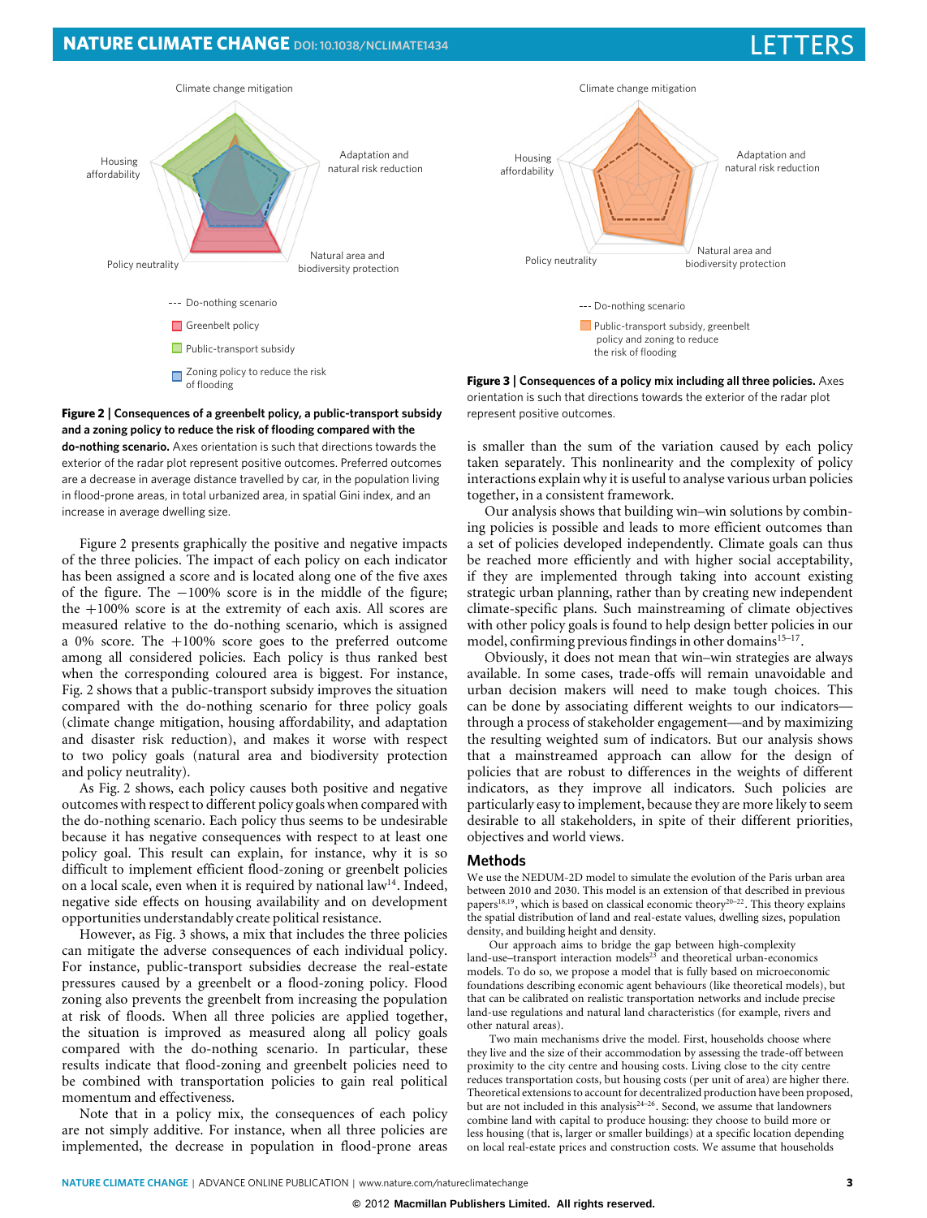Figure 2 | Consequences of a greenbelt policy, a public-transport subsidy and a zoning policy to reduce the risk of flooding compared with the do-nothing scenario. Axes orientation is such that directions towards the exterior of the radar plot represent positive outcomes. Preferred outcomes are a decrease in average distance travelled by car, in the population living in flood-prone areas, in total urbanized area, in spatial Gini index, and an increase in average dwelling size.

Figure 3 | Consequences of a policy mix including all three policies. Axes orientation is such that directions towards the exterior of the radar plot represent positive outcomes.

Figure 2 presents graphically the positive and negative impacts of the three policies. The impact of each policy on each indicator has been assigned a score and is located along one of the five axes of the figure. The −100% score is in the middle of the figure; the +100% score is at the extremity of each axis. All scores are measured relative to the do-nothing scenario, which is assigned a 0% score. The +100% score goes to the preferred outcome among all considered policies. Each policy is thus ranked best when the corresponding coloured area is biggest. For instance, Fig. 2 shows that a public-transport subsidy improves the situation compared with the do-nothing scenario for three policy goals (climate change mitigation, housing affordability, and adaptation and disaster risk reduction), and makes it worse with respect to two policy goals (natural area and biodiversity protection and policy neutrality).

As Fig. 2 shows, each policy causes both positive and negative outcomes with respect to different policy goals when compared with the do-nothing scenario. Each policy thus seems to be undesirable because it has negative consequences with respect to at least one policy goal. This result can explain, for instance, why it is so difficult to implement efficient flood-zoning or greenbelt policies on a local scale, even when it is required by national law[14]. Indeed, negative side effects on housing availability and on development opportunities understandably create political resistance.

However, as Fig. 3 shows, a mix that includes the three policies can mitigate the adverse consequences of each individual policy. For instance, public-transport subsidies decrease the real-estate pressures caused by a greenbelt or a flood-zoning policy. Flood zoning also prevents the greenbelt from increasing the population at risk of floods. When all three policies are applied together, the situation is improved as measured along all policy goals compared with the do-nothing scenario. In particular, these results indicate that flood-zoning and greenbelt policies need to be combined with transportation policies to gain real political momentum and effectiveness.

Note that in a policy mix, the consequences of each policy are not simply additive. For instance, when all three policies are implemented, the decrease in population in flood-prone areas is smaller than the sum of the variation caused by each policy taken separately. This nonlinearity and the complexity of policy interactions explain why it is useful to analyse various urban policies together, in a consistent framework.

Our analysis shows that building win–win solutions by combining policies is possible and leads to more efficient outcomes than a set of policies developed independently. Climate goals can thus be reached more efficiently and with higher social acceptability, if they are implemented through taking into account existing strategic urban planning, rather than by creating new independent climate-specific plans. Such mainstreaming of climate objectives with other policy goals is found to help design better policies in our model, confirming previous findings in other domains[15–17].

Obviously, it does not mean that win–win strategies are always available. In some cases, trade-offs will remain unavoidable and urban decision makers will need to make tough choices. This can be done by associating different weights to our indicators—through a process of stakeholder engagement—and by maximizing the resulting weighted sum of indicators. But our analysis shows that a mainstreamed approach can allow for the design of policies that are robust to differences in the weights of different indicators, as they improve all indicators. Such policies are particularly easy to implement, because they are more likely to seem desirable to all stakeholders, in spite of their different priorities, objectives and world views.

## Methods

We use the NEDUM-2D model to simulate the evolution of the Paris urban area between 2010 and 2030. This model is an extension of that described in previous papers[18,19], which is based on classical economic theory[20–22]. This theory explains the spatial distribution of land and real-estate values, dwelling sizes, population density, and building height and density.

Our approach aims to bridge the gap between high-complexity land-use–transport interaction models[23] and theoretical urban-economics models. To do so, we propose a model that is fully based on microeconomic foundations describing economic agent behaviours (like theoretical models), but that can be calibrated on realistic transportation networks and include precise land-use regulations and natural land characteristics (for example, rivers and other natural areas).

Two main mechanisms drive the model. First, households choose where they live and the size of their accommodation by assessing the trade-off between proximity to the city centre and housing costs. Living close to the city centre reduces transportation costs, but housing costs (per unit of area) are higher there. Theoretical extensions to account for decentralized production have been proposed, but are not included in this analysis[24–26]. Second, we assume that landowners combine land with capital to produce housing: they choose to build more or less housing (that is, larger or smaller buildings) at a specific location depending on local real-estate prices and construction costs. We assume that households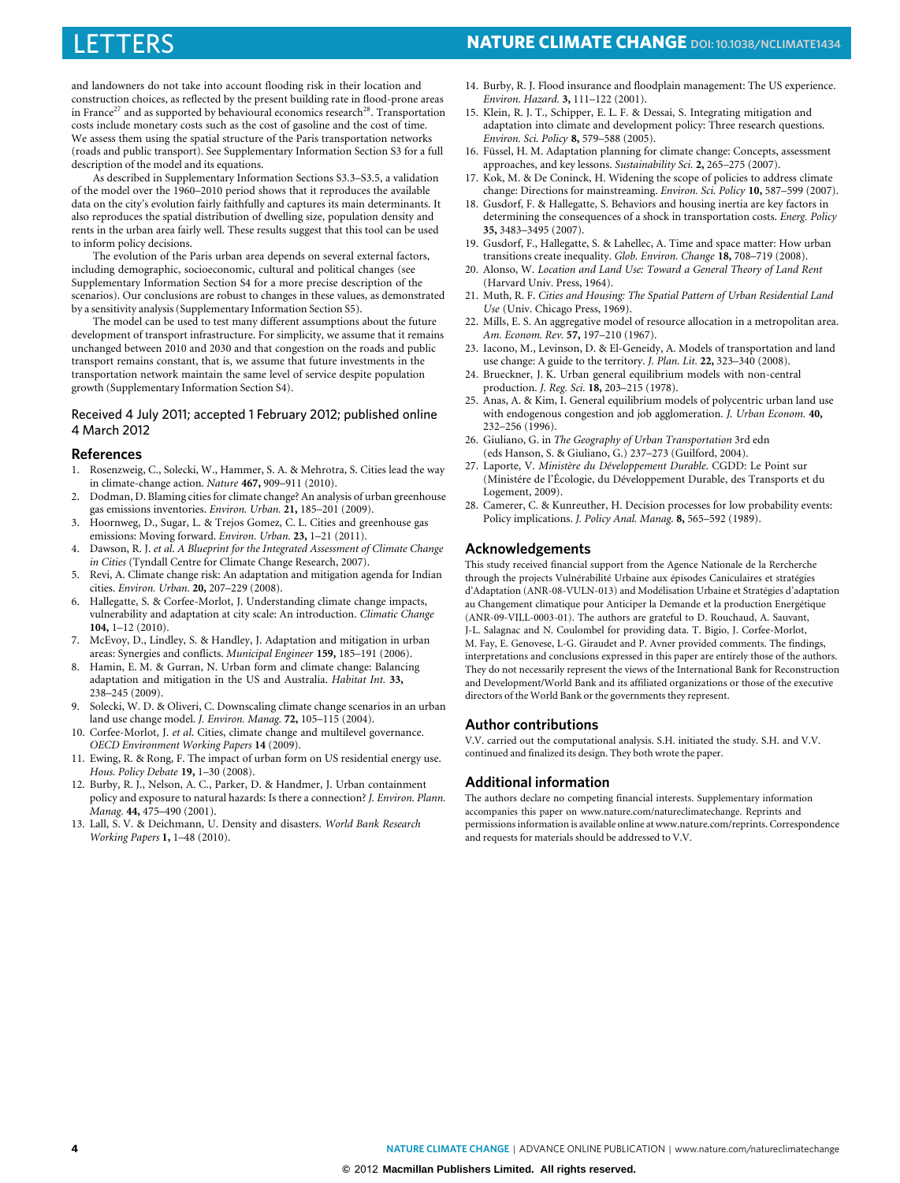and landowners do not take into account flooding risk in their location and construction choices, as reflected by the present building rate in flood-prone areas in France[27] and as supported by behavioural economics research[28]. Transportation costs include monetary costs such as the cost of gasoline and the cost of time. We assess them using the spatial structure of the Paris transportation networks (roads and public transport). See Supplementary Information Section S3 for a full description of the model and its equations.

As described in Supplementary Information Sections S3.3–S3.5, a validation of the model over the 1960–2010 period shows that it reproduces the available data on the city's evolution fairly faithfully and captures its main determinants. It also reproduces the spatial distribution of dwelling size, population density and rents in the urban area fairly well. These results suggest that this tool can be used to inform policy decisions.

The evolution of the Paris urban area depends on several external factors, including demographic, socioeconomic, cultural and political changes (see Supplementary Information Section S4 for a more precise description of the scenarios). Our conclusions are robust to changes in these values, as demonstrated by a sensitivity analysis (Supplementary Information Section S5).

The model can be used to test many different assumptions about the future development of transport infrastructure. For simplicity, we assume that it remains unchanged between 2010 and 2030 and that congestion on the roads and public transport remains constant, that is, we assume that future investments in the transportation network maintain the same level of service despite population growth (Supplementary Information Section S4).

Received 4 July 2011; accepted 1 February 2012; published online 4 March 2012

## References

1. Rosenzweig, C., Solecki, W., Hammer, S. A. & Mehrotra, S. Cities lead the way in climate-change action. *Nature* **467,** 909–911 (2010).
2. Dodman, D. Blaming cities for climate change? An analysis of urban greenhouse gas emissions inventories. *Environ. Urban.* **21,** 185–201 (2009).
3. Hoornweg, D., Sugar, L. & Trejos Gomez, C. L. Cities and greenhouse gas emissions: Moving forward. *Environ. Urban.* **23,** 1–21 (2011).
4. Dawson, R. J. *et al. A Blueprint for the Integrated Assessment of Climate Change in Cities* (Tyndall Centre for Climate Change Research, 2007).
5. Revi, A. Climate change risk: An adaptation and mitigation agenda for Indian cities. *Environ. Urban.* **20,** 207–229 (2008).
6. Hallegatte, S. & Corfee-Morlot, J. Understanding climate change impacts, vulnerability and adaptation at city scale: An introduction. *Climatic Change* **104,** 1–12 (2010).
7. McEvoy, D., Lindley, S. & Handley, J. Adaptation and mitigation in urban areas: Synergies and conflicts. *Municipal Engineer* **159,** 185–191 (2006).
8. Hamin, E. M. & Gurran, N. Urban form and climate change: Balancing adaptation and mitigation in the US and Australia. *Habitat Int.* **33,** 238–245 (2009).
9. Solecki, W. D. & Oliveri, C. Downscaling climate change scenarios in an urban land use change model. *J. Environ. Manag.* **72,** 105–115 (2004).
10. Corfee-Morlot, J. *et al.* Cities, climate change and multilevel governance. *OECD Environment Working Papers* **14** (2009).
11. Ewing, R. & Rong, F. The impact of urban form on US residential energy use. *Hous. Policy Debate* **19,** 1–30 (2008).
12. Burby, R. J., Nelson, A. C., Parker, D. & Handmer, J. Urban containment policy and exposure to natural hazards: Is there a connection? *J. Environ. Plann. Manag.* **44,** 475–490 (2001).
13. Lall, S. V. & Deichmann, U. Density and disasters. *World Bank Research Working Papers* **1,** 1–48 (2010).
14. Burby, R. J. Flood insurance and floodplain management: The US experience. *Environ. Hazard.* **3,** 111–122 (2001).
15. Klein, R. J. T., Schipper, E. L. F. & Dessai, S. Integrating mitigation and adaptation into climate and development policy: Three research questions. *Environ. Sci. Policy* **8,** 579–588 (2005).
16. Füssel, H. M. Adaptation planning for climate change: Concepts, assessment approaches, and key lessons. *Sustainability Sci.* **2,** 265–275 (2007).
17. Kok, M. & De Coninck, H. Widening the scope of policies to address climate change: Directions for mainstreaming. *Environ. Sci. Policy* **10,** 587–599 (2007).
18. Gusdorf, F. & Hallegatte, S. Behaviors and housing inertia are key factors in determining the consequences of a shock in transportation costs. *Energ. Policy* **35,** 3483–3495 (2007).
19. Gusdorf, F., Hallegatte, S. & Lahellec, A. Time and space matter: How urban transitions create inequality. *Glob. Environ. Change* **18,** 708–719 (2008).
20. Alonso, W. *Location and Land Use: Toward a General Theory of Land Rent* (Harvard Univ. Press, 1964).
21. Muth, R. F. *Cities and Housing: The Spatial Pattern of Urban Residential Land Use* (Univ. Chicago Press, 1969).
22. Mills, E. S. An aggregative model of resource allocation in a metropolitan area. *Am. Econom. Rev.* **57,** 197–210 (1967).
23. Iacono, M., Levinson, D. & El-Geneidy, A. Models of transportation and land use change: A guide to the territory. *J. Plan. Lit.* **22,** 323–340 (2008).
24. Brueckner, J. K. Urban general equilibrium models with non-central production. *J. Reg. Sci.* **18,** 203–215 (1978).
25. Anas, A. & Kim, I. General equilibrium models of polycentric urban land use with endogenous congestion and job agglomeration. *J. Urban Econom.* **40,** 232–256 (1996).
26. Giuliano, G. in *The Geography of Urban Transportation* 3rd edn (eds Hanson, S. & Giuliano, G.) 237–273 (Guilford, 2004).
27. Laporte, V. *Ministère du Développement Durable.* CGDD: Le Point sur (Ministère de l'Écologie, du Développement Durable, des Transports et du Logement, 2009).
28. Camerer, C. & Kunreuther, H. Decision processes for low probability events: Policy implications. *J. Policy Anal. Manag.* **8,** 565–592 (1989).

## Acknowledgements

This study received financial support from the Agence Nationale de la Rercherche through the projects Vulnérabilité Urbaine aux épisodes Caniculaires et stratégies d'Adaptation (ANR-08-VULN-013) and Modélisation Urbaine et Stratégies d'adaptation au Changement climatique pour Anticiper la Demande et la production Energétique (ANR-09-VILL-0003-01). The authors are grateful to D. Rouchaud, A. Sauvant, J-L. Salagnac and N. Coulombel for providing data. T. Bigio, J. Corfee-Morlot, M. Fay, E. Genovese, L-G. Giraudet and P. Avner provided comments. The findings, interpretations and conclusions expressed in this paper are entirely those of the authors. They do not necessarily represent the views of the International Bank for Reconstruction and Development/World Bank and its affiliated organizations or those of the executive directors of the World Bank or the governments they represent.

## Author contributions

V.V. carried out the computational analysis. S.H. initiated the study. S.H. and V.V. continued and finalized its design. They both wrote the paper.

## Additional information

The authors declare no competing financial interests. Supplementary information accompanies this paper on www.nature.com/natureclimatechange. Reprints and permissions information is available online at www.nature.com/reprints. Correspondence and requests for materials should be addressed to V.V.